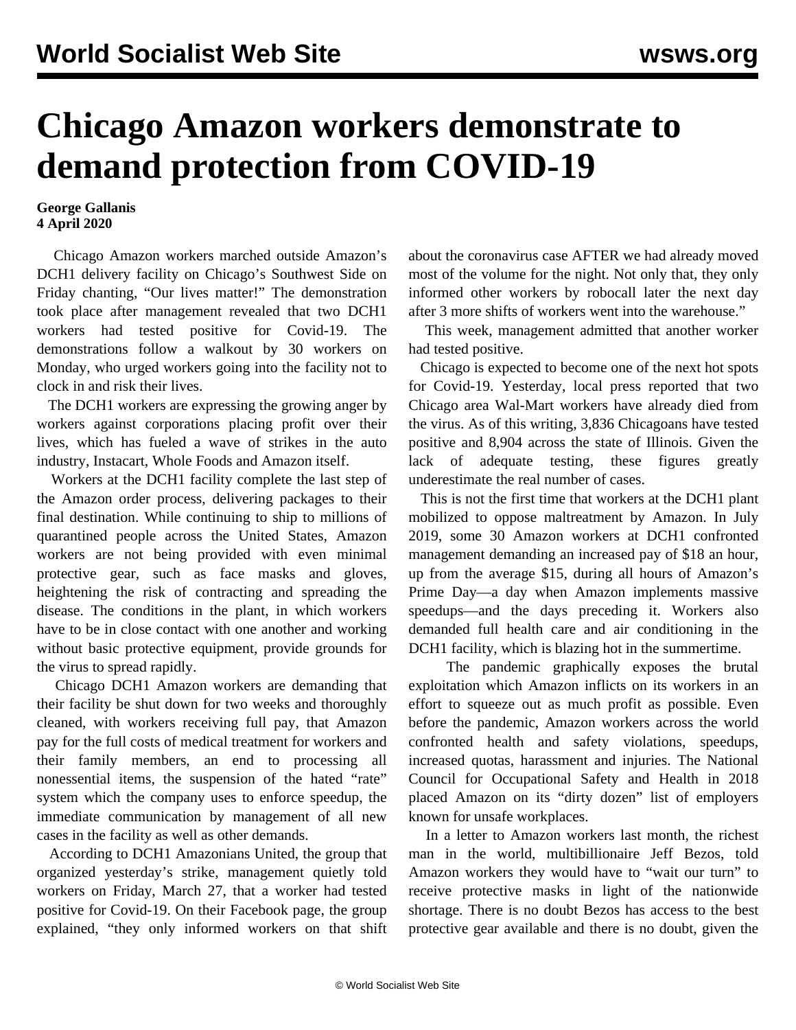# Chicago Amazon workers demonstrate to demand protection from COVID-19

**George Gallanis**
**4 April 2020**

Chicago Amazon workers marched outside Amazon's DCH1 delivery facility on Chicago's Southwest Side on Friday chanting, "Our lives matter!" The demonstration took place after management revealed that two DCH1 workers had tested positive for Covid-19. The demonstrations follow a walkout by 30 workers on Monday, who urged workers going into the facility not to clock in and risk their lives.

The DCH1 workers are expressing the growing anger by workers against corporations placing profit over their lives, which has fueled a wave of strikes in the auto industry, Instacart, Whole Foods and Amazon itself.

Workers at the DCH1 facility complete the last step of the Amazon order process, delivering packages to their final destination. While continuing to ship to millions of quarantined people across the United States, Amazon workers are not being provided with even minimal protective gear, such as face masks and gloves, heightening the risk of contracting and spreading the disease. The conditions in the plant, in which workers have to be in close contact with one another and working without basic protective equipment, provide grounds for the virus to spread rapidly.

Chicago DCH1 Amazon workers are demanding that their facility be shut down for two weeks and thoroughly cleaned, with workers receiving full pay, that Amazon pay for the full costs of medical treatment for workers and their family members, an end to processing all nonessential items, the suspension of the hated "rate" system which the company uses to enforce speedup, the immediate communication by management of all new cases in the facility as well as other demands.

According to DCH1 Amazonians United, the group that organized yesterday's strike, management quietly told workers on Friday, March 27, that a worker had tested positive for Covid-19. On their Facebook page, the group explained, "they only informed workers on that shift about the coronavirus case AFTER we had already moved most of the volume for the night. Not only that, they only informed other workers by robocall later the next day after 3 more shifts of workers went into the warehouse."

This week, management admitted that another worker had tested positive.

Chicago is expected to become one of the next hot spots for Covid-19. Yesterday, local press reported that two Chicago area Wal-Mart workers have already died from the virus. As of this writing, 3,836 Chicagoans have tested positive and 8,904 across the state of Illinois. Given the lack of adequate testing, these figures greatly underestimate the real number of cases.

This is not the first time that workers at the DCH1 plant mobilized to oppose maltreatment by Amazon. In July 2019, some 30 Amazon workers at DCH1 confronted management demanding an increased pay of $18 an hour, up from the average $15, during all hours of Amazon's Prime Day—a day when Amazon implements massive speedups—and the days preceding it. Workers also demanded full health care and air conditioning in the DCH1 facility, which is blazing hot in the summertime.

The pandemic graphically exposes the brutal exploitation which Amazon inflicts on its workers in an effort to squeeze out as much profit as possible. Even before the pandemic, Amazon workers across the world confronted health and safety violations, speedups, increased quotas, harassment and injuries. The National Council for Occupational Safety and Health in 2018 placed Amazon on its "dirty dozen" list of employers known for unsafe workplaces.

In a letter to Amazon workers last month, the richest man in the world, multibillionaire Jeff Bezos, told Amazon workers they would have to "wait our turn" to receive protective masks in light of the nationwide shortage. There is no doubt Bezos has access to the best protective gear available and there is no doubt, given the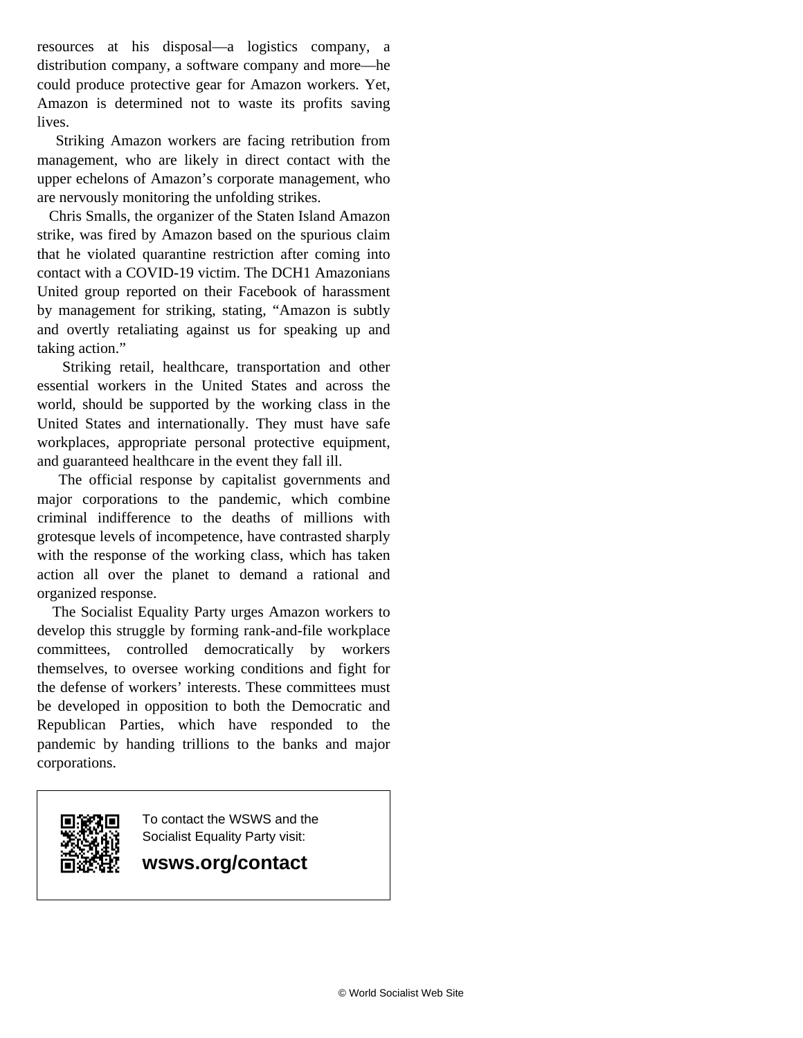resources at his disposal—a logistics company, a distribution company, a software company and more—he could produce protective gear for Amazon workers. Yet, Amazon is determined not to waste its profits saving lives.

Striking Amazon workers are facing retribution from management, who are likely in direct contact with the upper echelons of Amazon's corporate management, who are nervously monitoring the unfolding strikes.

Chris Smalls, the organizer of the Staten Island Amazon strike, was fired by Amazon based on the spurious claim that he violated quarantine restriction after coming into contact with a COVID-19 victim. The DCH1 Amazonians United group reported on their Facebook of harassment by management for striking, stating, "Amazon is subtly and overtly retaliating against us for speaking up and taking action."

Striking retail, healthcare, transportation and other essential workers in the United States and across the world, should be supported by the working class in the United States and internationally. They must have safe workplaces, appropriate personal protective equipment, and guaranteed healthcare in the event they fall ill.

The official response by capitalist governments and major corporations to the pandemic, which combine criminal indifference to the deaths of millions with grotesque levels of incompetence, have contrasted sharply with the response of the working class, which has taken action all over the planet to demand a rational and organized response.

The Socialist Equality Party urges Amazon workers to develop this struggle by forming rank-and-file workplace committees, controlled democratically by workers themselves, to oversee working conditions and fight for the defense of workers' interests. These committees must be developed in opposition to both the Democratic and Republican Parties, which have responded to the pandemic by handing trillions to the banks and major corporations.

To contact the WSWS and the Socialist Equality Party visit:

**wsws.org/contact**